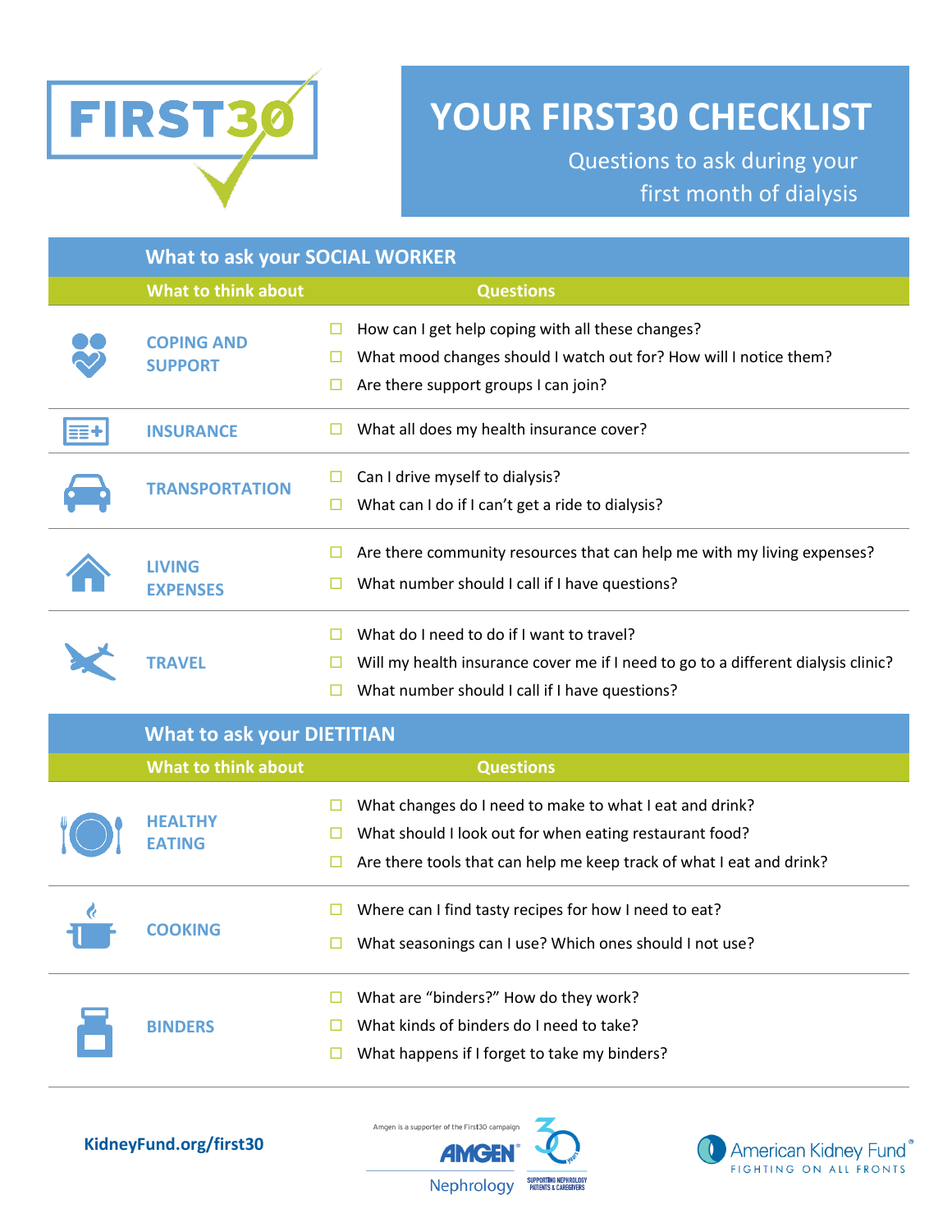# YOUR FIRST30 CHECKLIST

Questions to ask during your first month of dialysis

## What to ask your SOCIAL WORKER

| What to think about | Questions |
| --- | --- |
| COPING AND SUPPORT | ☐ How can I get help coping with all these changes?<br>☐ What mood changes should I watch out for? How will I notice them?<br>☐ Are there support groups I can join? |
| INSURANCE | ☐ What all does my health insurance cover? |
| TRANSPORTATION | ☐ Can I drive myself to dialysis?<br>☐ What can I do if I can't get a ride to dialysis? |
| LIVING EXPENSES | ☐ Are there community resources that can help me with my living expenses?<br>☐ What number should I call if I have questions? |
| TRAVEL | ☐ What do I need to do if I want to travel?<br>☐ Will my health insurance cover me if I need to go to a different dialysis clinic?<br>☐ What number should I call if I have questions? |

## What to ask your DIETITIAN

| What to think about | Questions |
| --- | --- |
| HEALTHY EATING | ☐ What changes do I need to make to what I eat and drink?<br>☐ What should I look out for when eating restaurant food?<br>☐ Are there tools that can help me keep track of what I eat and drink? |
| COOKING | ☐ Where can I find tasty recipes for how I need to eat?<br>☐ What seasonings can I use? Which ones should I not use? |
| BINDERS | ☐ What are "binders?" How do they work?<br>☐ What kinds of binders do I need to take?<br>☐ What happens if I forget to take my binders? |

KidneyFund.org/first30

Amgen is a supporter of the First30 campaign

AMGEN Nephrology

30 years SUPPORTING NEPHROLOGY PATIENTS & CAREGIVERS

American Kidney Fund® FIGHTING ON ALL FRONTS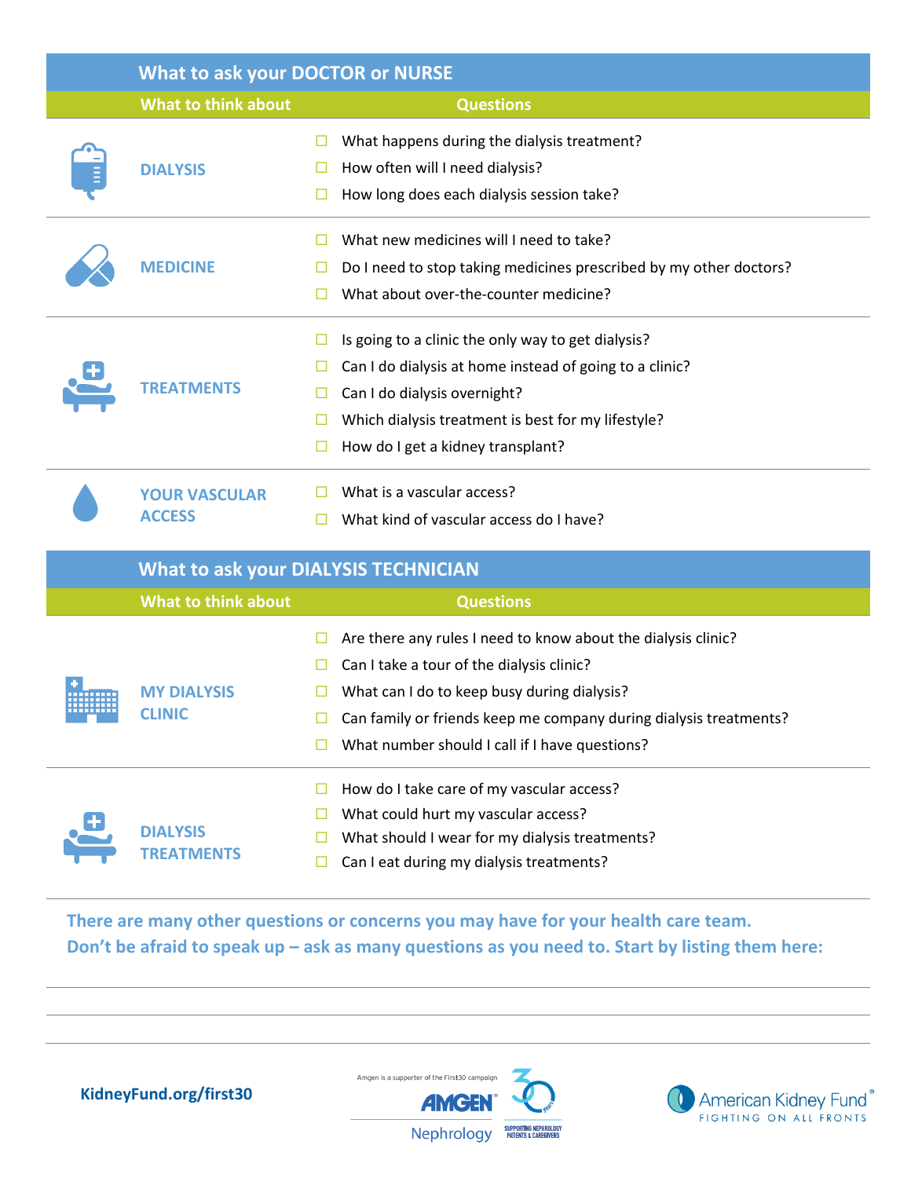## What to ask your DOCTOR or NURSE

| What to think about | Questions |
|---|---|
| DIALYSIS | ☐ What happens during the dialysis treatment?<br>☐ How often will I need dialysis?<br>☐ How long does each dialysis session take? |
| MEDICINE | ☐ What new medicines will I need to take?<br>☐ Do I need to stop taking medicines prescribed by my other doctors?<br>☐ What about over-the-counter medicine? |
| TREATMENTS | ☐ Is going to a clinic the only way to get dialysis?<br>☐ Can I do dialysis at home instead of going to a clinic?<br>☐ Can I do dialysis overnight?<br>☐ Which dialysis treatment is best for my lifestyle?<br>☐ How do I get a kidney transplant? |
| YOUR VASCULAR ACCESS | ☐ What is a vascular access?<br>☐ What kind of vascular access do I have? |

## What to ask your DIALYSIS TECHNICIAN

| What to think about | Questions |
|---|---|
| MY DIALYSIS CLINIC | ☐ Are there any rules I need to know about the dialysis clinic?<br>☐ Can I take a tour of the dialysis clinic?<br>☐ What can I do to keep busy during dialysis?<br>☐ Can family or friends keep me company during dialysis treatments?<br>☐ What number should I call if I have questions? |
| DIALYSIS TREATMENTS | ☐ How do I take care of my vascular access?<br>☐ What could hurt my vascular access?<br>☐ What should I wear for my dialysis treatments?<br>☐ Can I eat during my dialysis treatments? |

**There are many other questions or concerns you may have for your health care team. Don't be afraid to speak up – ask as many questions as you need to. Start by listing them here:**

\_\_\_\_\_\_\_\_\_\_\_\_\_\_\_\_\_\_\_\_\_\_\_\_\_\_\_\_\_\_\_\_\_\_\_\_\_\_\_\_\_\_\_\_\_\_\_\_\_\_\_\_\_\_\_\_\_\_\_\_

\_\_\_\_\_\_\_\_\_\_\_\_\_\_\_\_\_\_\_\_\_\_\_\_\_\_\_\_\_\_\_\_\_\_\_\_\_\_\_\_\_\_\_\_\_\_\_\_\_\_\_\_\_\_\_\_\_\_\_\_

\_\_\_\_\_\_\_\_\_\_\_\_\_\_\_\_\_\_\_\_\_\_\_\_\_\_\_\_\_\_\_\_\_\_\_\_\_\_\_\_\_\_\_\_\_\_\_\_\_\_\_\_\_\_\_\_\_\_\_\_

**KidneyFund.org/first30**

Amgen is a supporter of the First30 campaign

AMGEN Nephrology

30 Years SUPPORTING NEPHROLOGY PATIENTS & CAREGIVERS

American Kidney Fund FIGHTING ON ALL FRONTS